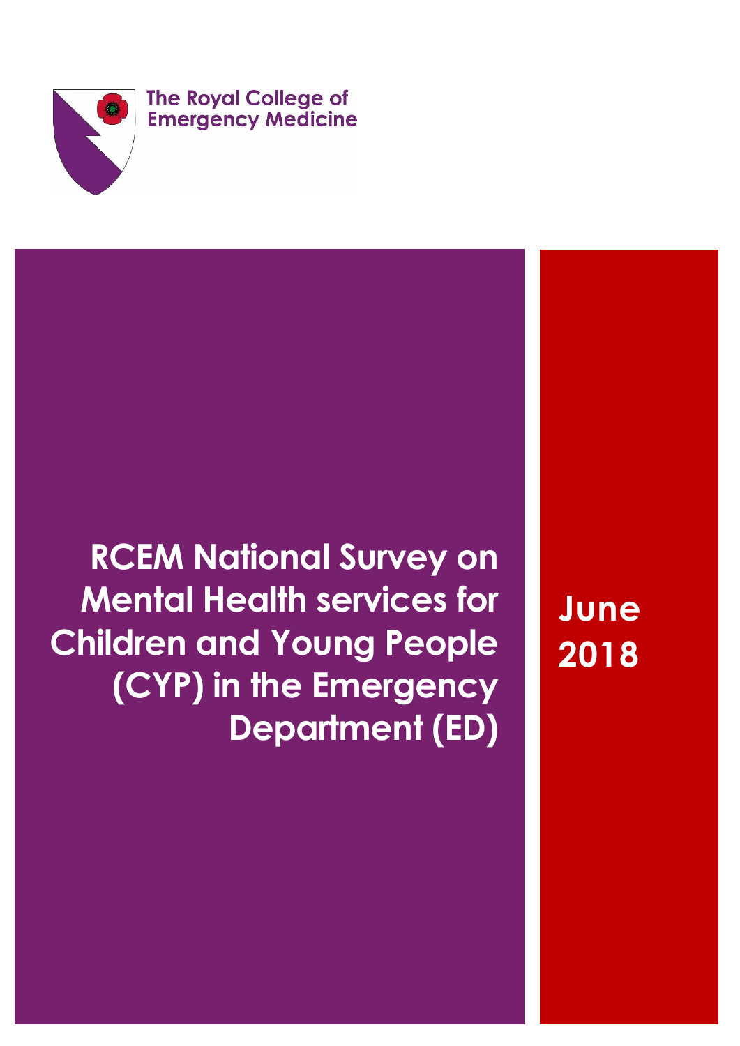The Royal College of Emergency Medicine

# RCEM National Survey on Mental Health services for Children and Young People (CYP) in the Emergency Department (ED)

**June 2018**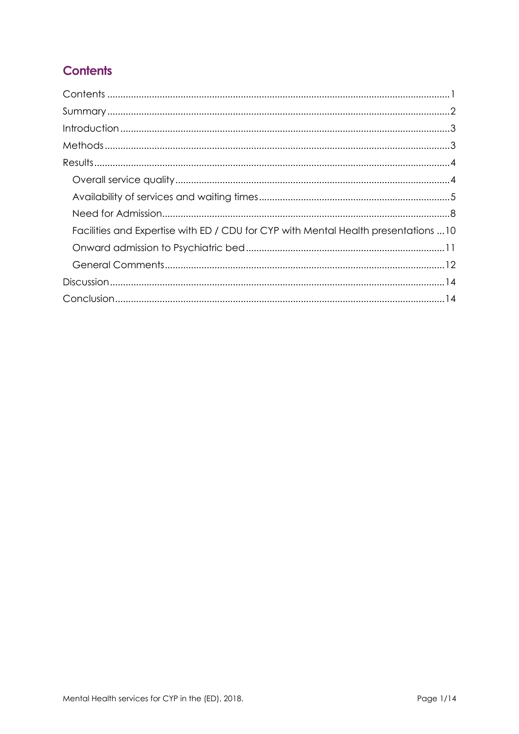## Contents

- Contents ........................................................ 1
- Summary ........................................................ 2
- Introduction ........................................................ 3
- Methods ........................................................ 3
- Results ........................................................ 4
  - Overall service quality ........................................................ 4
  - Availability of services and waiting times ........................................................ 5
  - Need for Admission ........................................................ 8
  - Facilities and Expertise with ED / CDU for CYP with Mental Health presentations ... 10
  - Onward admission to Psychiatric bed ........................................................ 11
  - General Comments ........................................................ 12
- Discussion ........................................................ 14
- Conclusion ........................................................ 14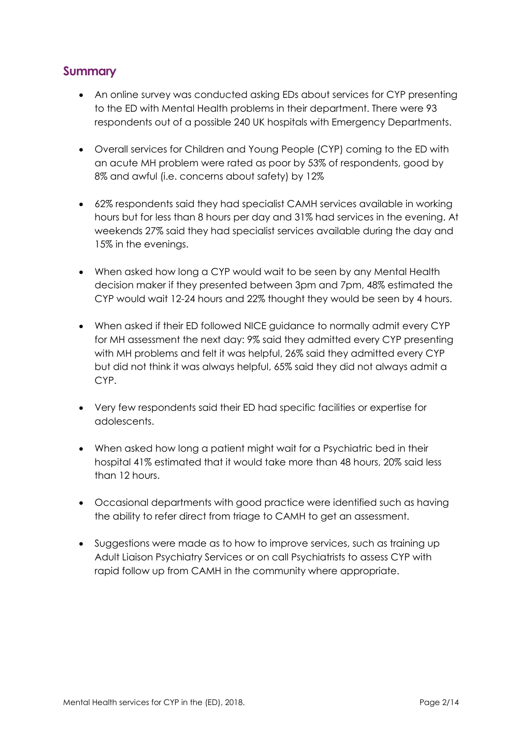## Summary

- An online survey was conducted asking EDs about services for CYP presenting to the ED with Mental Health problems in their department. There were 93 respondents out of a possible 240 UK hospitals with Emergency Departments.
- Overall services for Children and Young People (CYP) coming to the ED with an acute MH problem were rated as poor by 53% of respondents, good by 8% and awful (i.e. concerns about safety) by 12%
- 62% respondents said they had specialist CAMH services available in working hours but for less than 8 hours per day and 31% had services in the evening. At weekends 27% said they had specialist services available during the day and 15% in the evenings.
- When asked how long a CYP would wait to be seen by any Mental Health decision maker if they presented between 3pm and 7pm, 48% estimated the CYP would wait 12-24 hours and 22% thought they would be seen by 4 hours.
- When asked if their ED followed NICE guidance to normally admit every CYP for MH assessment the next day: 9% said they admitted every CYP presenting with MH problems and felt it was helpful, 26% said they admitted every CYP but did not think it was always helpful, 65% said they did not always admit a CYP.
- Very few respondents said their ED had specific facilities or expertise for adolescents.
- When asked how long a patient might wait for a Psychiatric bed in their hospital 41% estimated that it would take more than 48 hours, 20% said less than 12 hours.
- Occasional departments with good practice were identified such as having the ability to refer direct from triage to CAMH to get an assessment.
- Suggestions were made as to how to improve services, such as training up Adult Liaison Psychiatry Services or on call Psychiatrists to assess CYP with rapid follow up from CAMH in the community where appropriate.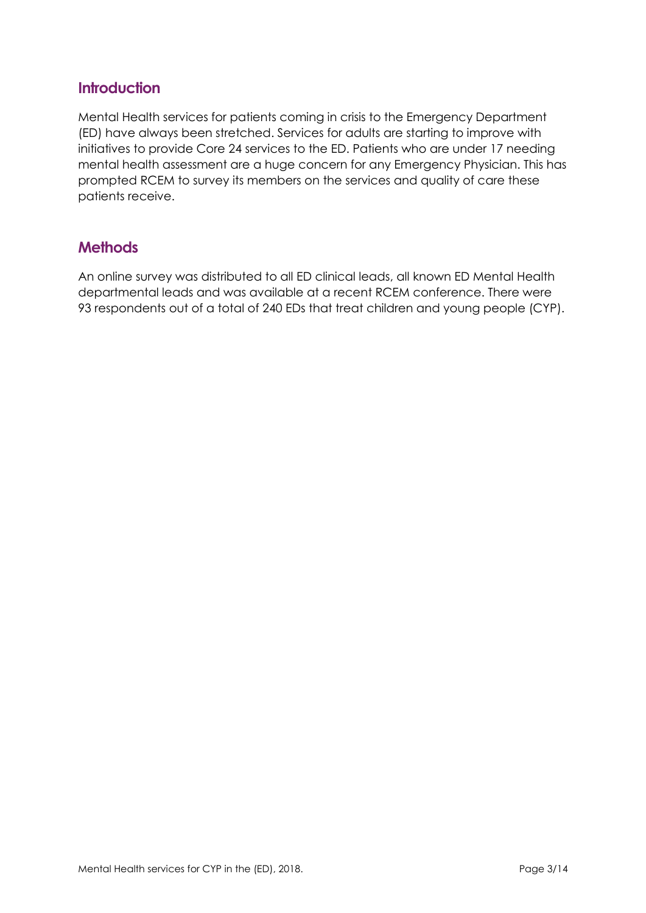## Introduction

Mental Health services for patients coming in crisis to the Emergency Department (ED) have always been stretched. Services for adults are starting to improve with initiatives to provide Core 24 services to the ED. Patients who are under 17 needing mental health assessment are a huge concern for any Emergency Physician. This has prompted RCEM to survey its members on the services and quality of care these patients receive.

## Methods

An online survey was distributed to all ED clinical leads, all known ED Mental Health departmental leads and was available at a recent RCEM conference. There were 93 respondents out of a total of 240 EDs that treat children and young people (CYP).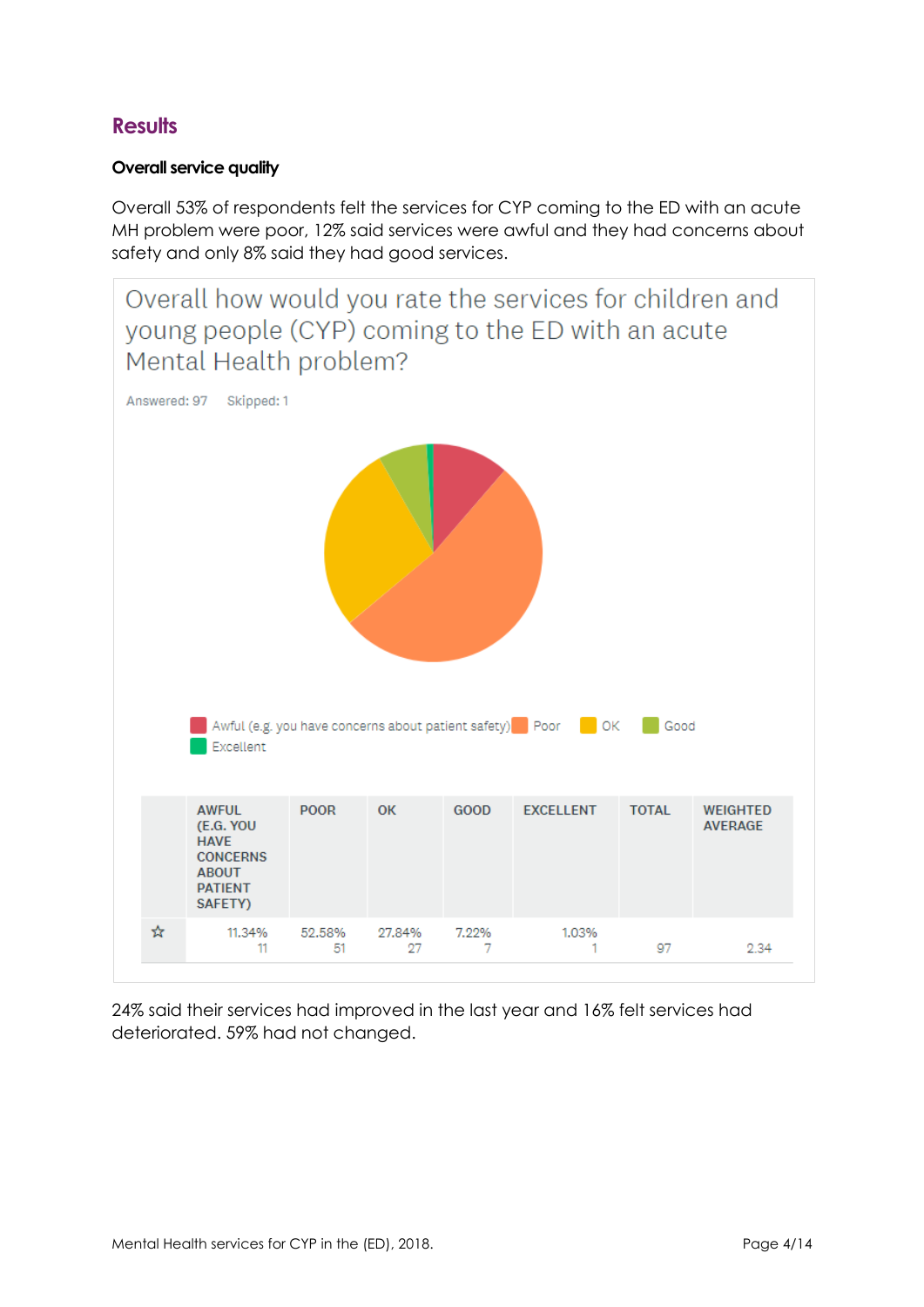## Results

### Overall service quality

Overall 53% of respondents felt the services for CYP coming to the ED with an acute MH problem were poor, 12% said services were awful and they had concerns about safety and only 8% said they had good services.

Overall how would you rate the services for children and young people (CYP) coming to the ED with an acute Mental Health problem?

Answered: 97 Skipped: 1

Awful (e.g. you have concerns about patient safety) | Poor | OK | Good | Excellent

| | AWFUL (E.G. YOU HAVE CONCERNS ABOUT PATIENT SAFETY) | POOR | OK | GOOD | EXCELLENT | TOTAL | WEIGHTED AVERAGE |
|---|---|---|---|---|---|---|---|
| ☆ | 11.34% 11 | 52.58% 51 | 27.84% 27 | 7.22% 7 | 1.03% 1 | 97 | 2.34 |

24% said their services had improved in the last year and 16% felt services had deteriorated. 59% had not changed.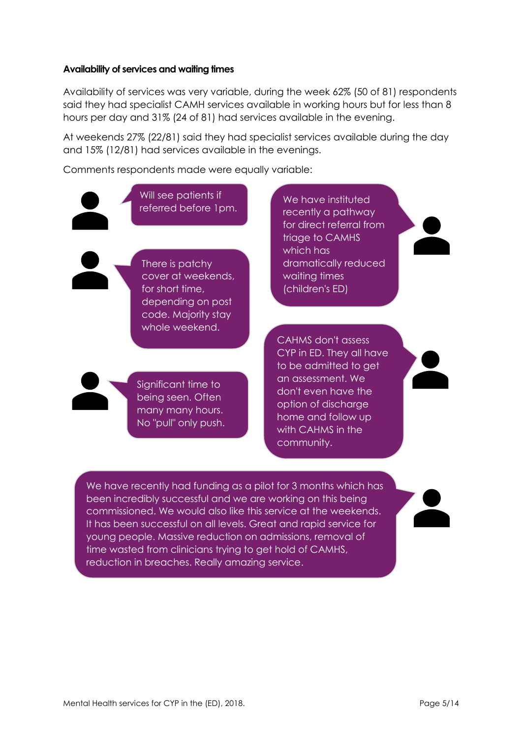**Availability of services and waiting times**

Availability of services was very variable, during the week 62% (50 of 81) respondents said they had specialist CAMH services available in working hours but for less than 8 hours per day and 31% (24 of 81) had services available in the evening.

At weekends 27% (22/81) said they had specialist services available during the day and 15% (12/81) had services available in the evenings.

Comments respondents made were equally variable:

> Will see patients if referred before 1pm.

> There is patchy cover at weekends, for short time, depending on post code. Majority stay whole weekend.

> Significant time to being seen. Often many many hours. No "pull" only push.

> We have instituted recently a pathway for direct referral from triage to CAMHS which has dramatically reduced waiting times (children's ED)

> CAHMS don't assess CYP in ED. They all have to be admitted to get an assessment. We don't even have the option of discharge home and follow up with CAHMS in the community.

> We have recently had funding as a pilot for 3 months which has been incredibly successful and we are working on this being commissioned. We would also like this service at the weekends. It has been successful on all levels. Great and rapid service for young people. Massive reduction on admissions, removal of time wasted from clinicians trying to get hold of CAMHS, reduction in breaches. Really amazing service.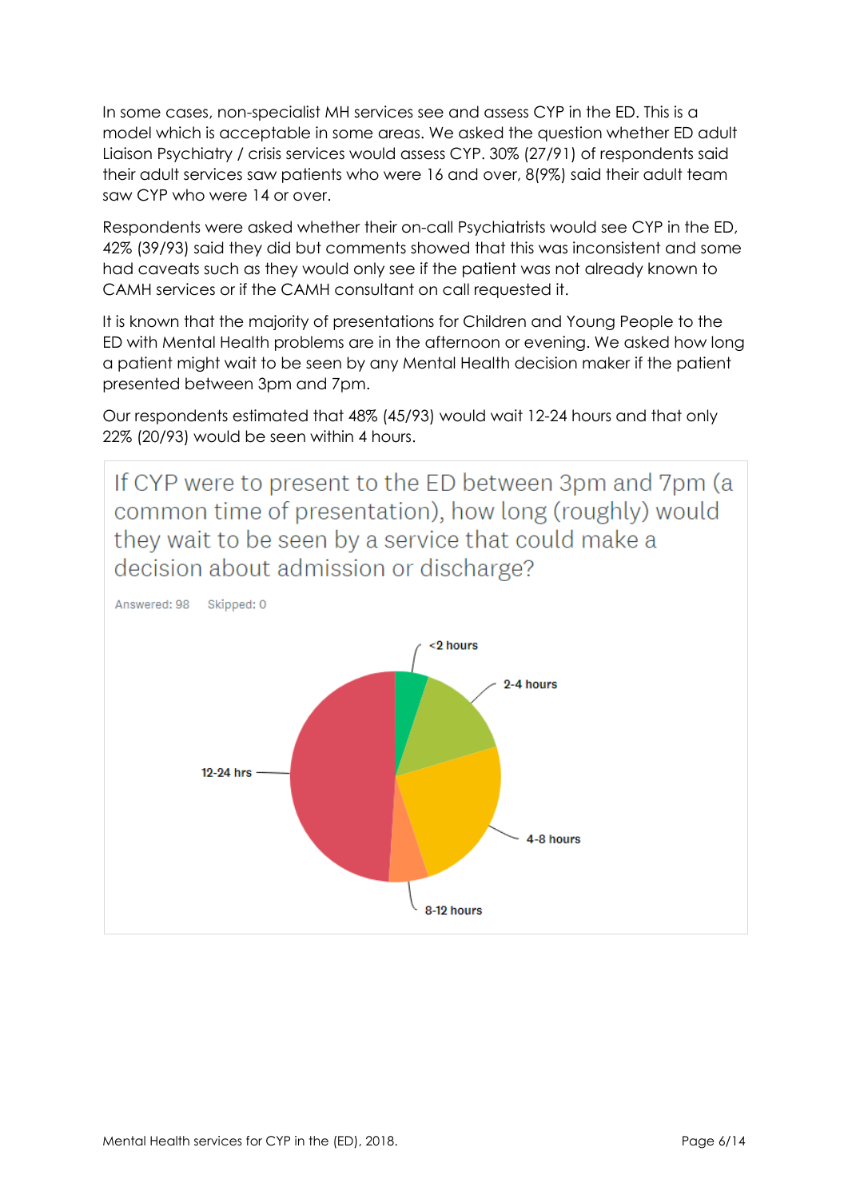In some cases, non-specialist MH services see and assess CYP in the ED. This is a model which is acceptable in some areas. We asked the question whether ED adult Liaison Psychiatry / crisis services would assess CYP. 30% (27/91) of respondents said their adult services saw patients who were 16 and over, 8(9%) said their adult team saw CYP who were 14 or over.

Respondents were asked whether their on-call Psychiatrists would see CYP in the ED, 42% (39/93) said they did but comments showed that this was inconsistent and some had caveats such as they would only see if the patient was not already known to CAMH services or if the CAMH consultant on call requested it.

It is known that the majority of presentations for Children and Young People to the ED with Mental Health problems are in the afternoon or evening. We asked how long a patient might wait to be seen by any Mental Health decision maker if the patient presented between 3pm and 7pm.

Our respondents estimated that 48% (45/93) would wait 12-24 hours and that only 22% (20/93) would be seen within 4 hours.

If CYP were to present to the ED between 3pm and 7pm (a common time of presentation), how long (roughly) would they wait to be seen by a service that could make a decision about admission or discharge?

Answered: 98    Skipped: 0

<2 hours

2-4 hours

4-8 hours

8-12 hours

12-24 hrs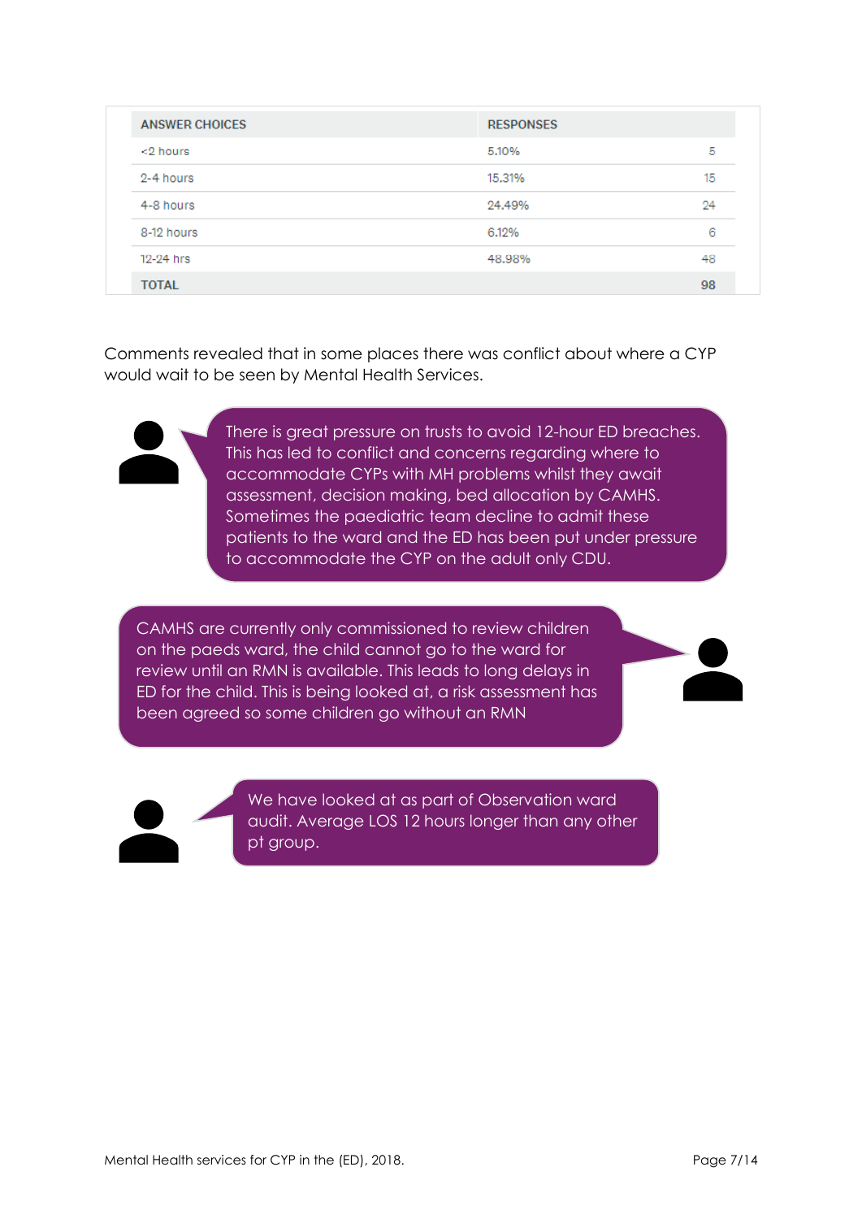| ANSWER CHOICES | RESPONSES | |
|---|---|---|
| <2 hours | 5.10% | 5 |
| 2-4 hours | 15.31% | 15 |
| 4-8 hours | 24.49% | 24 |
| 8-12 hours | 6.12% | 6 |
| 12-24 hrs | 48.98% | 48 |
| TOTAL | | 98 |

Comments revealed that in some places there was conflict about where a CYP would wait to be seen by Mental Health Services.

> There is great pressure on trusts to avoid 12-hour ED breaches. This has led to conflict and concerns regarding where to accommodate CYPs with MH problems whilst they await assessment, decision making, bed allocation by CAMHS. Sometimes the paediatric team decline to admit these patients to the ward and the ED has been put under pressure to accommodate the CYP on the adult only CDU.

> CAMHS are currently only commissioned to review children on the paeds ward, the child cannot go to the ward for review until an RMN is available. This leads to long delays in ED for the child. This is being looked at, a risk assessment has been agreed so some children go without an RMN

> We have looked at as part of Observation ward audit. Average LOS 12 hours longer than any other pt group.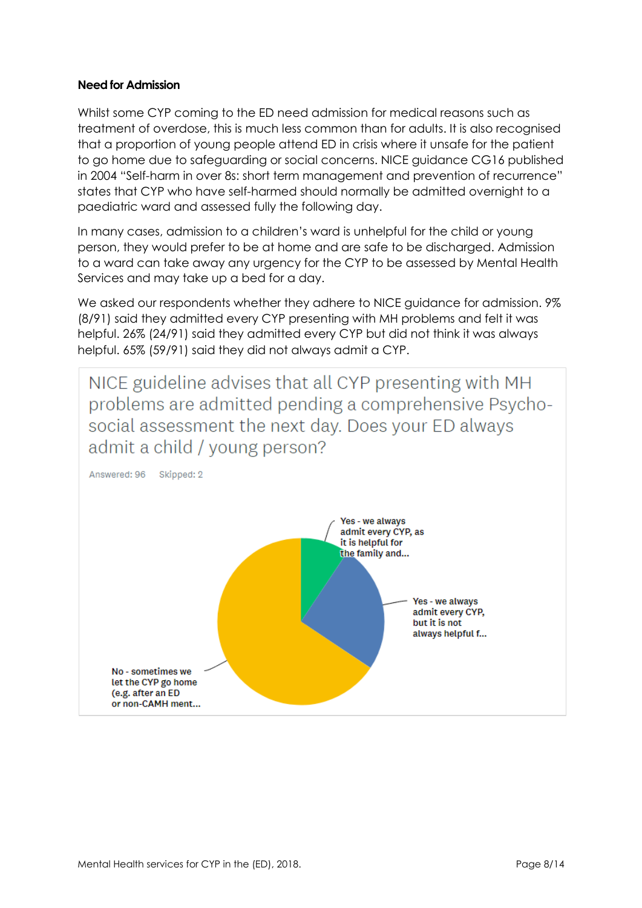**Need for Admission**

Whilst some CYP coming to the ED need admission for medical reasons such as treatment of overdose, this is much less common than for adults. It is also recognised that a proportion of young people attend ED in crisis where it unsafe for the patient to go home due to safeguarding or social concerns. NICE guidance CG16 published in 2004 "Self-harm in over 8s: short term management and prevention of recurrence" states that CYP who have self-harmed should normally be admitted overnight to a paediatric ward and assessed fully the following day.

In many cases, admission to a children's ward is unhelpful for the child or young person, they would prefer to be at home and are safe to be discharged. Admission to a ward can take away any urgency for the CYP to be assessed by Mental Health Services and may take up a bed for a day.

We asked our respondents whether they adhere to NICE guidance for admission. 9% (8/91) said they admitted every CYP presenting with MH problems and felt it was helpful. 26% (24/91) said they admitted every CYP but did not think it was always helpful. 65% (59/91) said they did not always admit a CYP.

NICE guideline advises that all CYP presenting with MH problems are admitted pending a comprehensive Psycho-social assessment the next day. Does your ED always admit a child / young person?

Answered: 96 Skipped: 2

Yes - we always admit every CYP, as it is helpful for the family and...

Yes - we always admit every CYP, but it is not always helpful f...

No - sometimes we let the CYP go home (e.g. after an ED or non-CAMH ment...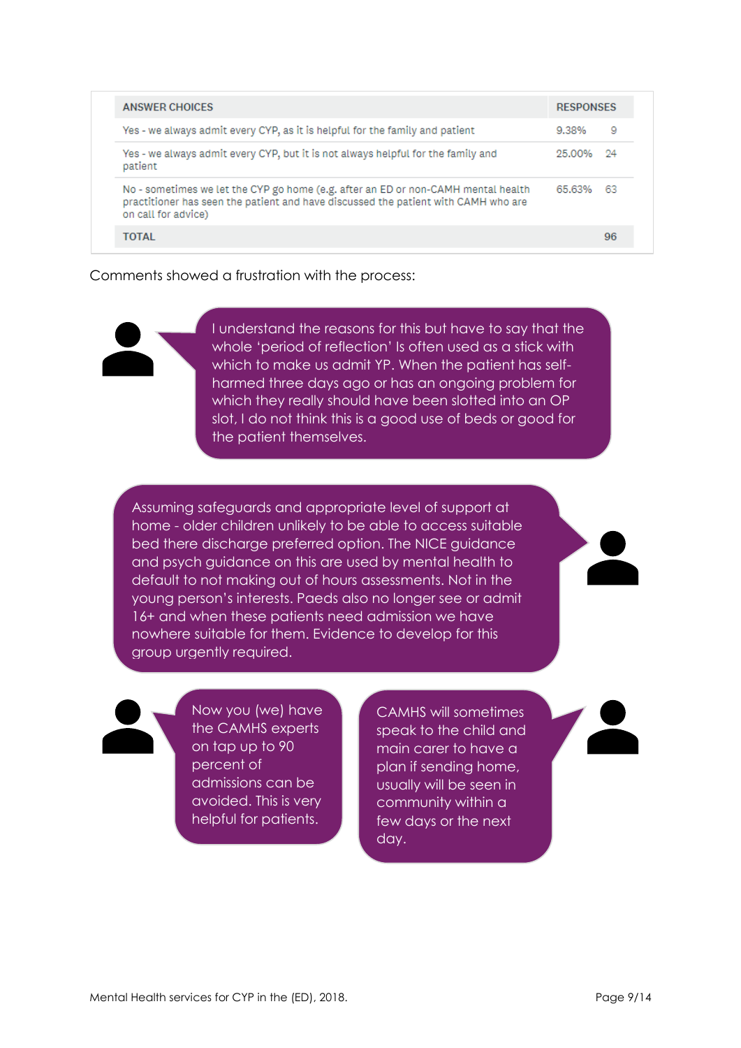| ANSWER CHOICES | RESPONSES | |
|---|---|---|
| Yes - we always admit every CYP, as it is helpful for the family and patient | 9.38% | 9 |
| Yes - we always admit every CYP, but it is not always helpful for the family and patient | 25.00% | 24 |
| No - sometimes we let the CYP go home (e.g. after an ED or non-CAMH mental health practitioner has seen the patient and have discussed the patient with CAMH who are on call for advice) | 65.63% | 63 |
| TOTAL | | 96 |

Comments showed a frustration with the process:

> I understand the reasons for this but have to say that the whole 'period of reflection' Is often used as a stick with which to make us admit YP. When the patient has self-harmed three days ago or has an ongoing problem for which they really should have been slotted into an OP slot, I do not think this is a good use of beds or good for the patient themselves.

> Assuming safeguards and appropriate level of support at home - older children unlikely to be able to access suitable bed there discharge preferred option. The NICE guidance and psych guidance on this are used by mental health to default to not making out of hours assessments. Not in the young person's interests. Paeds also no longer see or admit 16+ and when these patients need admission we have nowhere suitable for them. Evidence to develop for this group urgently required.

> Now you (we) have the CAMHS experts on tap up to 90 percent of admissions can be avoided. This is very helpful for patients.

> CAMHS will sometimes speak to the child and main carer to have a plan if sending home, usually will be seen in community within a few days or the next day.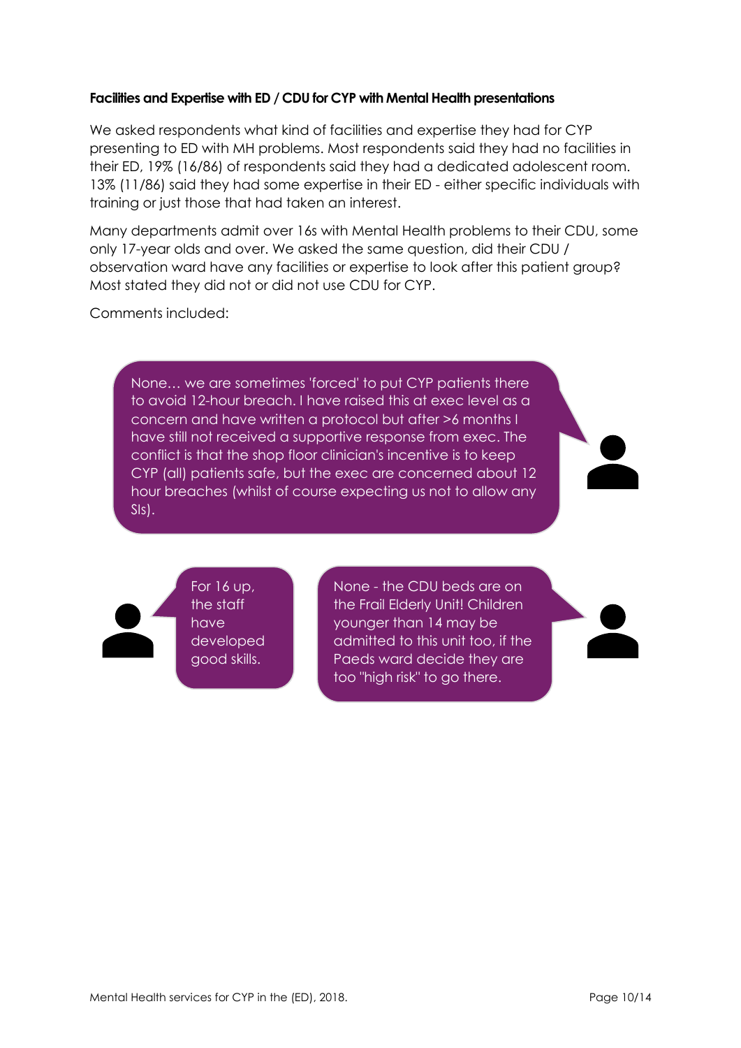**Facilities and Expertise with ED / CDU for CYP with Mental Health presentations**

We asked respondents what kind of facilities and expertise they had for CYP presenting to ED with MH problems. Most respondents said they had no facilities in their ED, 19% (16/86) of respondents said they had a dedicated adolescent room. 13% (11/86) said they had some expertise in their ED - either specific individuals with training or just those that had taken an interest.

Many departments admit over 16s with Mental Health problems to their CDU, some only 17-year olds and over. We asked the same question, did their CDU / observation ward have any facilities or expertise to look after this patient group? Most stated they did not or did not use CDU for CYP.

Comments included:

> None… we are sometimes 'forced' to put CYP patients there to avoid 12-hour breach. I have raised this at exec level as a concern and have written a protocol but after >6 months I have still not received a supportive response from exec. The conflict is that the shop floor clinician's incentive is to keep CYP (all) patients safe, but the exec are concerned about 12 hour breaches (whilst of course expecting us not to allow any SIs).

> For 16 up, the staff have developed good skills.

> None - the CDU beds are on the Frail Elderly Unit! Children younger than 14 may be admitted to this unit too, if the Paeds ward decide they are too "high risk" to go there.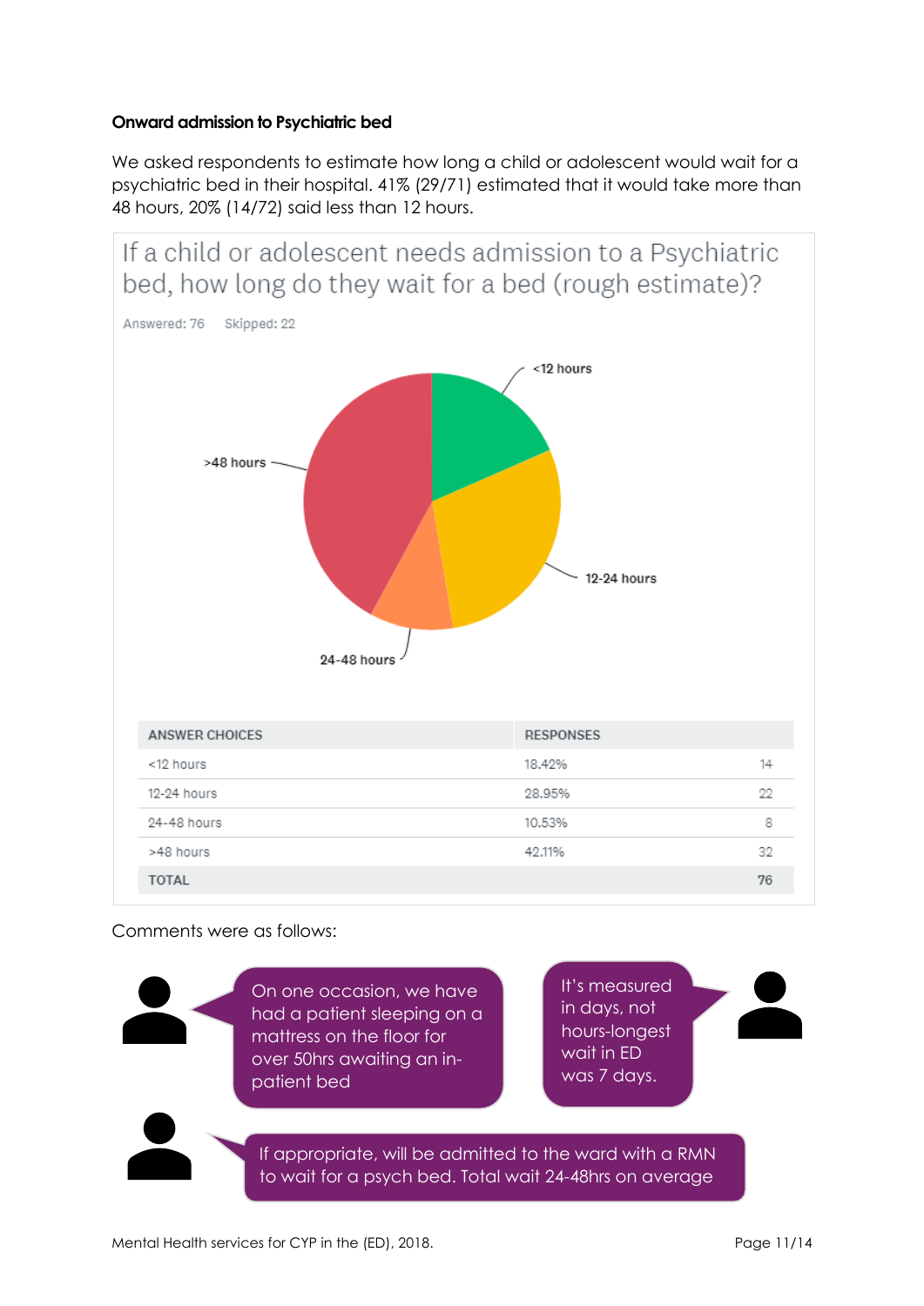**Onward admission to Psychiatric bed**

We asked respondents to estimate how long a child or adolescent would wait for a psychiatric bed in their hospital. 41% (29/71) estimated that it would take more than 48 hours, 20% (14/72) said less than 12 hours.

If a child or adolescent needs admission to a Psychiatric bed, how long do they wait for a bed (rough estimate)?

Answered: 76 Skipped: 22

| ANSWER CHOICES | RESPONSES | |
|---|---|---|
| <12 hours | 18.42% | 14 |
| 12-24 hours | 28.95% | 22 |
| 24-48 hours | 10.53% | 8 |
| >48 hours | 42.11% | 32 |
| TOTAL | | 76 |

Comments were as follows:

- On one occasion, we have had a patient sleeping on a mattress on the floor for over 50hrs awaiting an in-patient bed
- It's measured in days, not hours-longest wait in ED was 7 days.
- If appropriate, will be admitted to the ward with a RMN to wait for a psych bed. Total wait 24-48hrs on average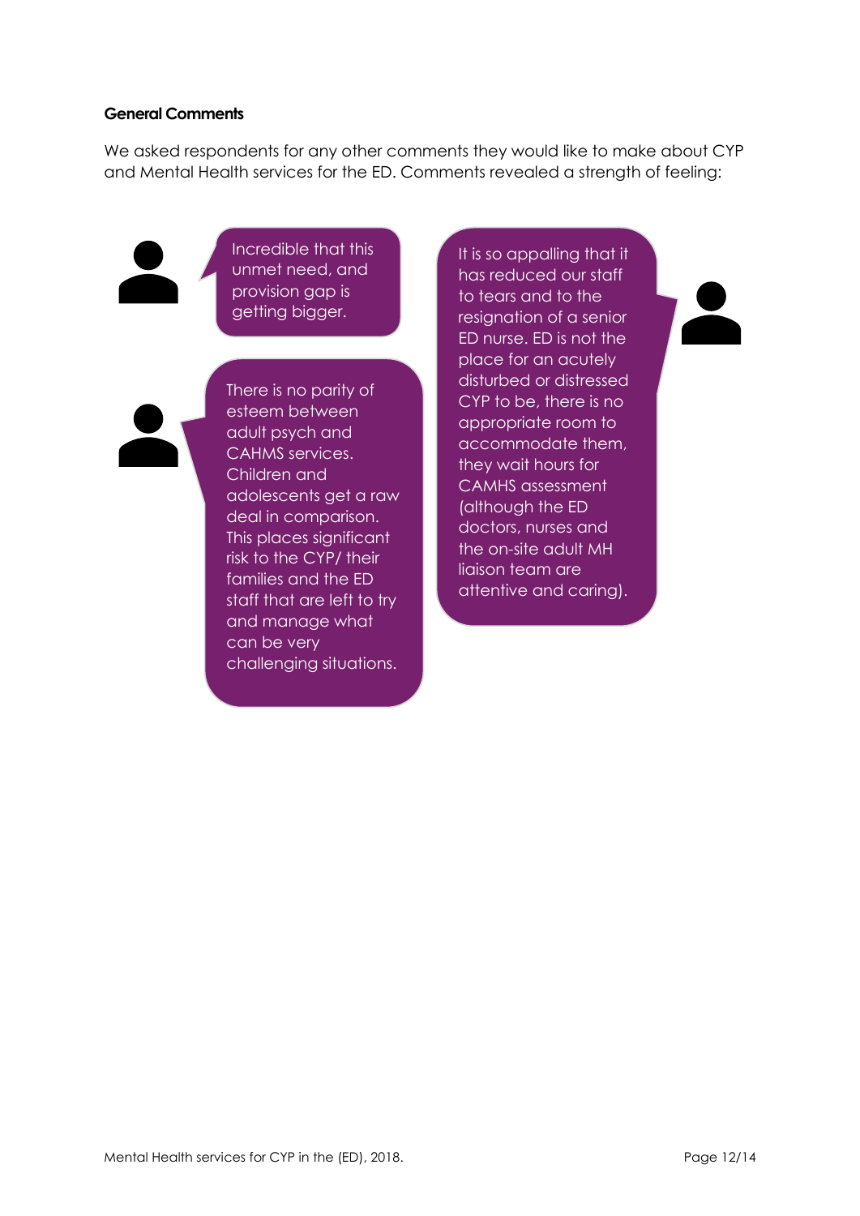**General Comments**

We asked respondents for any other comments they would like to make about CYP and Mental Health services for the ED. Comments revealed a strength of feeling:

> Incredible that this unmet need, and provision gap is getting bigger.

> There is no parity of esteem between adult psych and CAHMS services. Children and adolescents get a raw deal in comparison. This places significant risk to the CYP/ their families and the ED staff that are left to try and manage what can be very challenging situations.

> It is so appalling that it has reduced our staff to tears and to the resignation of a senior ED nurse. ED is not the place for an acutely disturbed or distressed CYP to be, there is no appropriate room to accommodate them, they wait hours for CAMHS assessment (although the ED doctors, nurses and the on-site adult MH liaison team are attentive and caring).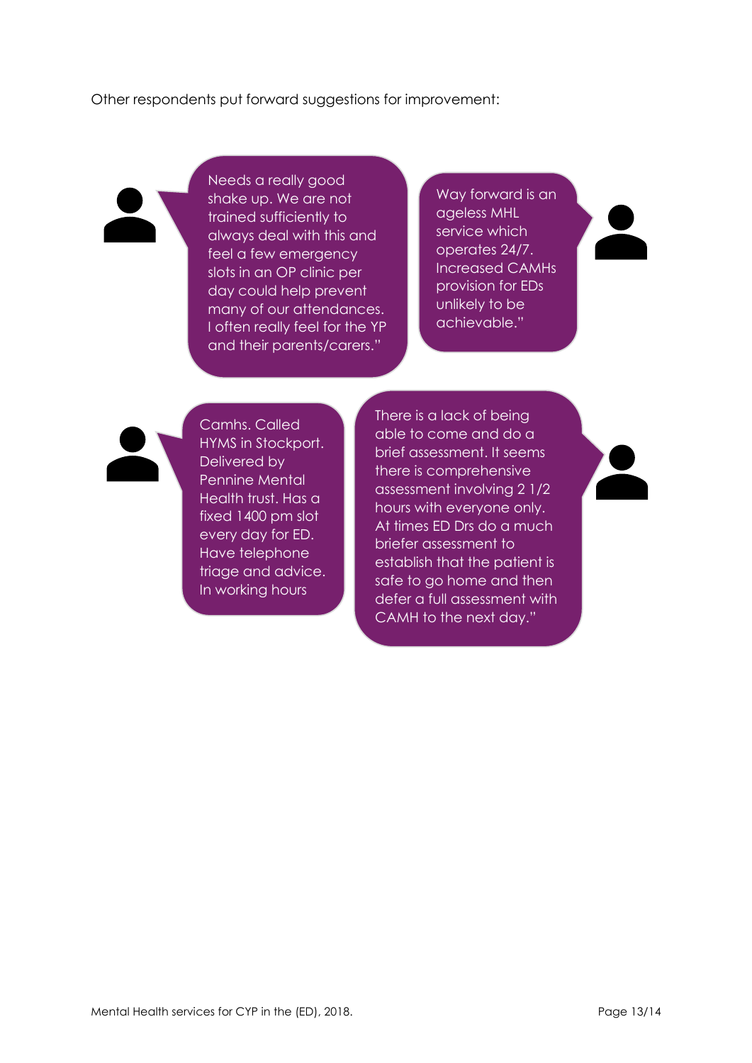Other respondents put forward suggestions for improvement:

> Needs a really good shake up. We are not trained sufficiently to always deal with this and feel a few emergency slots in an OP clinic per day could help prevent many of our attendances. I often really feel for the YP and their parents/carers."

> Way forward is an ageless MHL service which operates 24/7. Increased CAMHs provision for EDs unlikely to be achievable."

> Camhs. Called HYMS in Stockport. Delivered by Pennine Mental Health trust. Has a fixed 1400 pm slot every day for ED. Have telephone triage and advice. In working hours

> There is a lack of being able to come and do a brief assessment. It seems there is comprehensive assessment involving 2 1/2 hours with everyone only. At times ED Drs do a much briefer assessment to establish that the patient is safe to go home and then defer a full assessment with CAMH to the next day."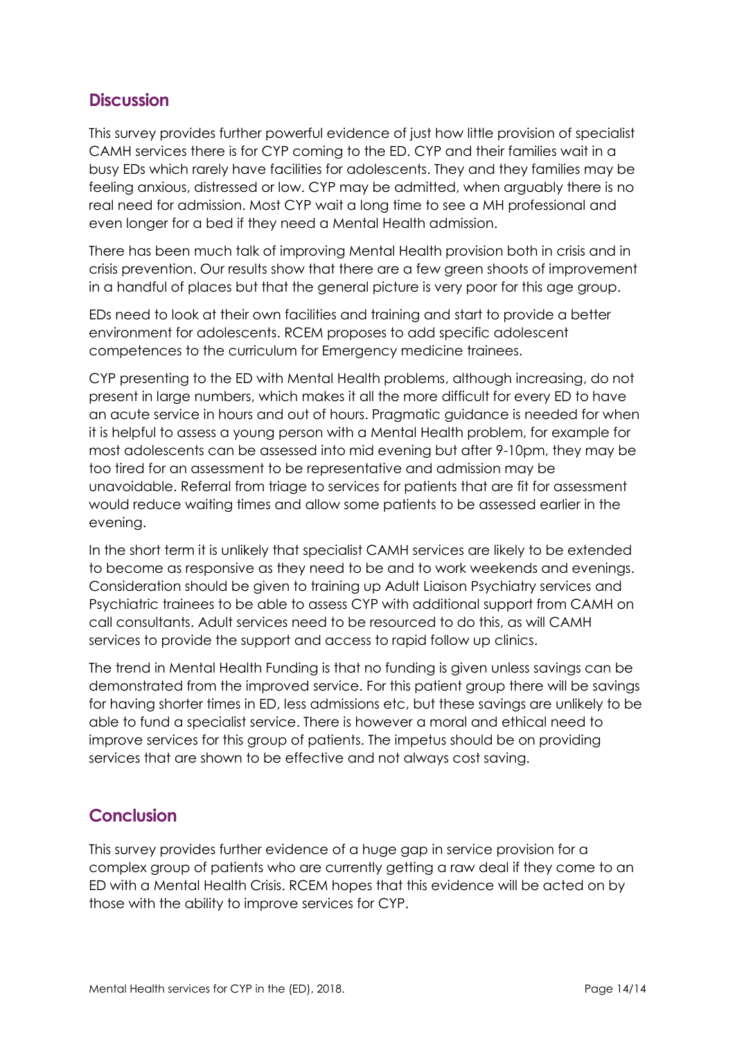## Discussion

This survey provides further powerful evidence of just how little provision of specialist CAMH services there is for CYP coming to the ED. CYP and their families wait in a busy EDs which rarely have facilities for adolescents. They and they families may be feeling anxious, distressed or low. CYP may be admitted, when arguably there is no real need for admission. Most CYP wait a long time to see a MH professional and even longer for a bed if they need a Mental Health admission.

There has been much talk of improving Mental Health provision both in crisis and in crisis prevention. Our results show that there are a few green shoots of improvement in a handful of places but that the general picture is very poor for this age group.

EDs need to look at their own facilities and training and start to provide a better environment for adolescents. RCEM proposes to add specific adolescent competences to the curriculum for Emergency medicine trainees.

CYP presenting to the ED with Mental Health problems, although increasing, do not present in large numbers, which makes it all the more difficult for every ED to have an acute service in hours and out of hours. Pragmatic guidance is needed for when it is helpful to assess a young person with a Mental Health problem, for example for most adolescents can be assessed into mid evening but after 9-10pm, they may be too tired for an assessment to be representative and admission may be unavoidable. Referral from triage to services for patients that are fit for assessment would reduce waiting times and allow some patients to be assessed earlier in the evening.

In the short term it is unlikely that specialist CAMH services are likely to be extended to become as responsive as they need to be and to work weekends and evenings. Consideration should be given to training up Adult Liaison Psychiatry services and Psychiatric trainees to be able to assess CYP with additional support from CAMH on call consultants. Adult services need to be resourced to do this, as will CAMH services to provide the support and access to rapid follow up clinics.

The trend in Mental Health Funding is that no funding is given unless savings can be demonstrated from the improved service. For this patient group there will be savings for having shorter times in ED, less admissions etc, but these savings are unlikely to be able to fund a specialist service. There is however a moral and ethical need to improve services for this group of patients. The impetus should be on providing services that are shown to be effective and not always cost saving.

## Conclusion

This survey provides further evidence of a huge gap in service provision for a complex group of patients who are currently getting a raw deal if they come to an ED with a Mental Health Crisis. RCEM hopes that this evidence will be acted on by those with the ability to improve services for CYP.